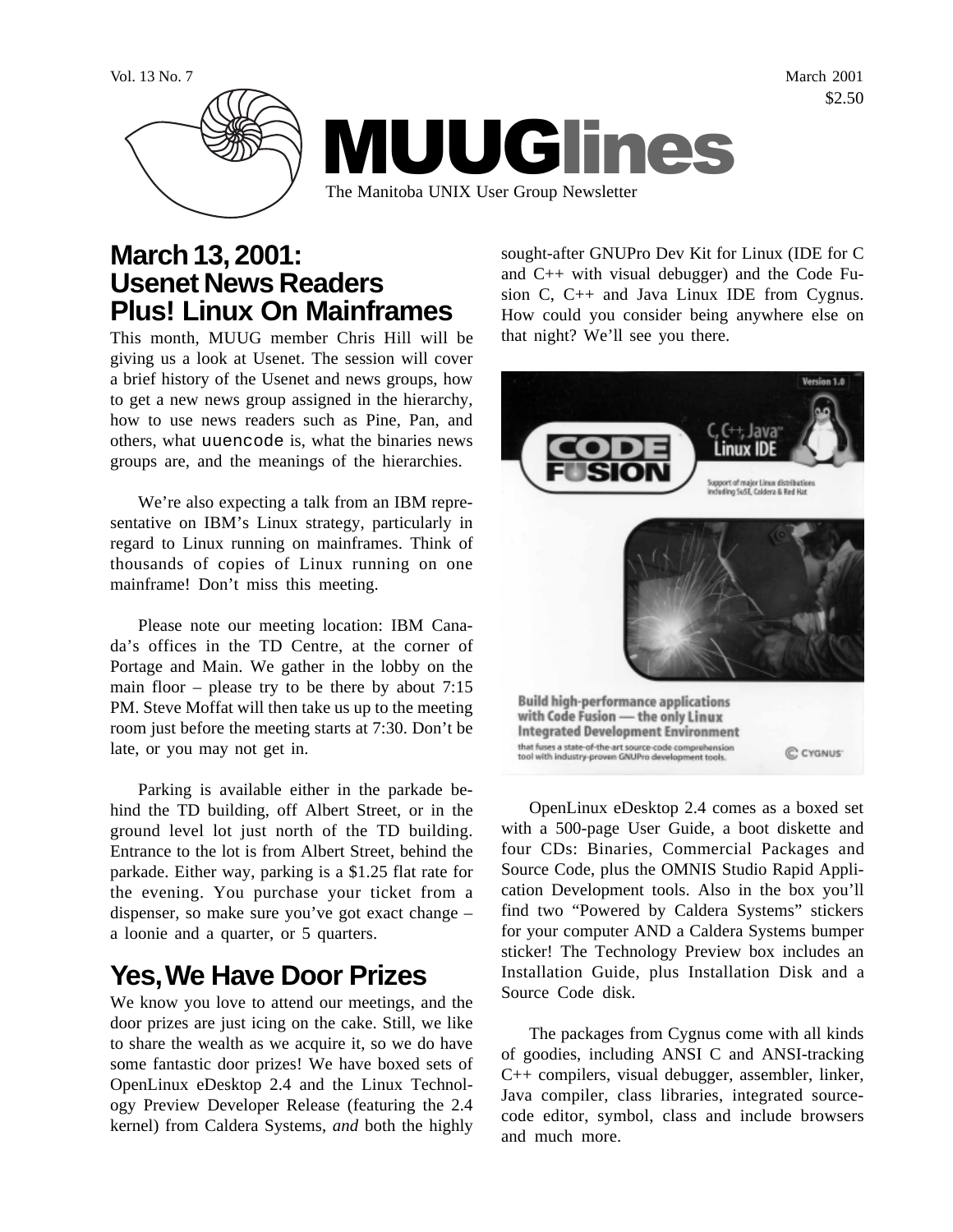Vol. 13 No. 7

March 2001

$2.50

# MUUGlines

The Manitoba UNIX User Group Newsletter

## March 13, 2001: Usenet News Readers Plus! Linux On Mainframes

This month, MUUG member Chris Hill will be giving us a look at Usenet. The session will cover a brief history of the Usenet and news groups, how to get a new news group assigned in the hierarchy, how to use news readers such as Pine, Pan, and others, what uuencode is, what the binaries news groups are, and the meanings of the hierarchies.

We're also expecting a talk from an IBM representative on IBM's Linux strategy, particularly in regard to Linux running on mainframes. Think of thousands of copies of Linux running on one mainframe! Don't miss this meeting.

Please note our meeting location: IBM Canada's offices in the TD Centre, at the corner of Portage and Main. We gather in the lobby on the main floor – please try to be there by about 7:15 PM. Steve Moffat will then take us up to the meeting room just before the meeting starts at 7:30. Don't be late, or you may not get in.

Parking is available either in the parkade behind the TD building, off Albert Street, or in the ground level lot just north of the TD building. Entrance to the lot is from Albert Street, behind the parkade. Either way, parking is a $1.25 flat rate for the evening. You purchase your ticket from a dispenser, so make sure you've got exact change – a loonie and a quarter, or 5 quarters.

## Yes, We Have Door Prizes

We know you love to attend our meetings, and the door prizes are just icing on the cake. Still, we like to share the wealth as we acquire it, so we do have some fantastic door prizes! We have boxed sets of OpenLinux eDesktop 2.4 and the Linux Technology Preview Developer Release (featuring the 2.4 kernel) from Caldera Systems, *and* both the highly sought-after GNUPro Dev Kit for Linux (IDE for C and C++ with visual debugger) and the Code Fusion C, C++ and Java Linux IDE from Cygnus. How could you consider being anywhere else on that night? We'll see you there.

OpenLinux eDesktop 2.4 comes as a boxed set with a 500-page User Guide, a boot diskette and four CDs: Binaries, Commercial Packages and Source Code, plus the OMNIS Studio Rapid Application Development tools. Also in the box you'll find two "Powered by Caldera Systems" stickers for your computer AND a Caldera Systems bumper sticker! The Technology Preview box includes an Installation Guide, plus Installation Disk and a Source Code disk.

The packages from Cygnus come with all kinds of goodies, including ANSI C and ANSI-tracking C++ compilers, visual debugger, assembler, linker, Java compiler, class libraries, integrated source-code editor, symbol, class and include browsers and much more.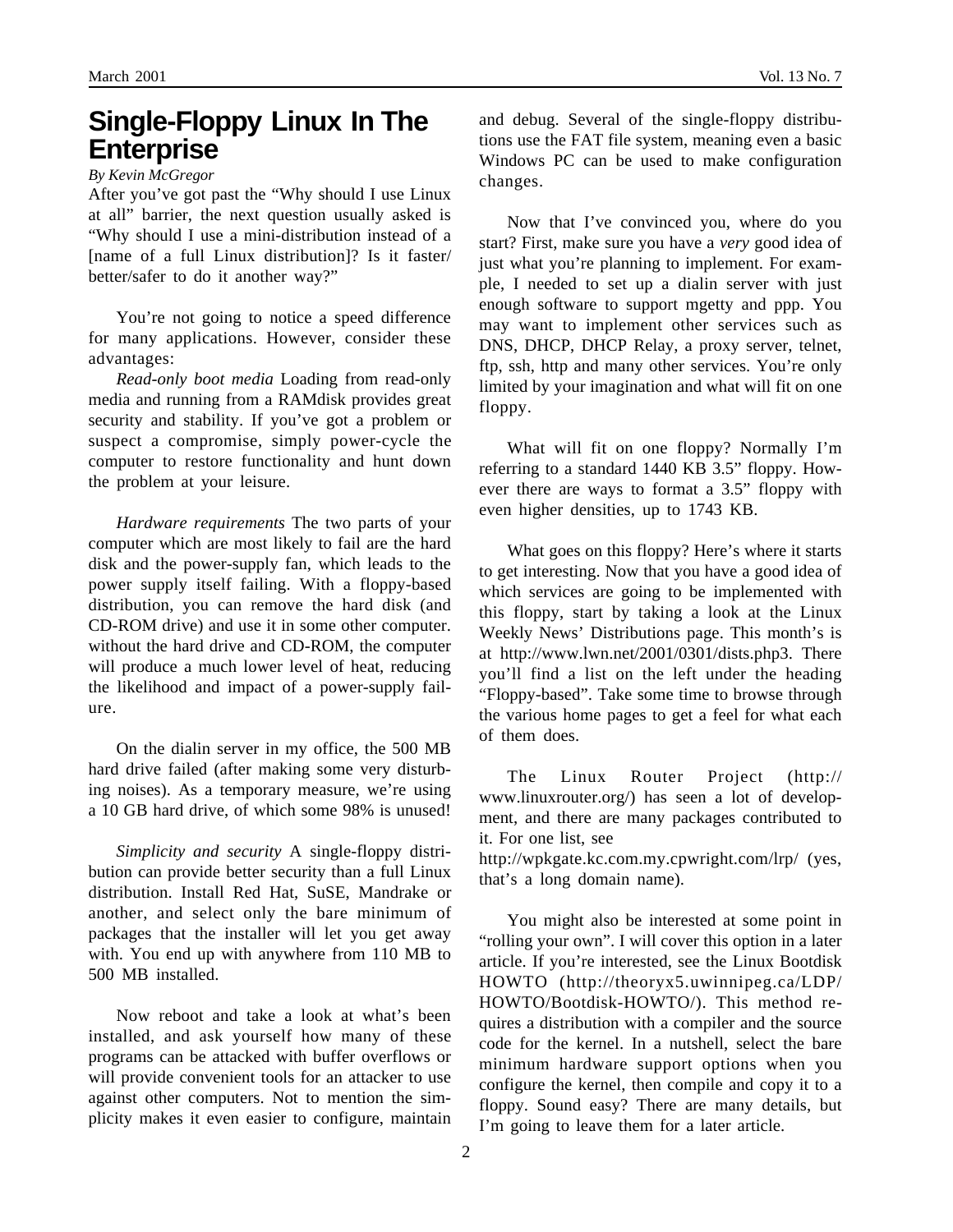# Single-Floppy Linux In The Enterprise

*By Kevin McGregor*

After you've got past the "Why should I use Linux at all" barrier, the next question usually asked is "Why should I use a mini-distribution instead of a [name of a full Linux distribution]? Is it faster/better/safer to do it another way?"

You're not going to notice a speed difference for many applications. However, consider these advantages:

*Read-only boot media* Loading from read-only media and running from a RAMdisk provides great security and stability. If you've got a problem or suspect a compromise, simply power-cycle the computer to restore functionality and hunt down the problem at your leisure.

*Hardware requirements* The two parts of your computer which are most likely to fail are the hard disk and the power-supply fan, which leads to the power supply itself failing. With a floppy-based distribution, you can remove the hard disk (and CD-ROM drive) and use it in some other computer. without the hard drive and CD-ROM, the computer will produce a much lower level of heat, reducing the likelihood and impact of a power-supply failure.

On the dialin server in my office, the 500 MB hard drive failed (after making some very disturbing noises). As a temporary measure, we're using a 10 GB hard drive, of which some 98% is unused!

*Simplicity and security* A single-floppy distribution can provide better security than a full Linux distribution. Install Red Hat, SuSE, Mandrake or another, and select only the bare minimum of packages that the installer will let you get away with. You end up with anywhere from 110 MB to 500 MB installed.

Now reboot and take a look at what's been installed, and ask yourself how many of these programs can be attacked with buffer overflows or will provide convenient tools for an attacker to use against other computers. Not to mention the simplicity makes it even easier to configure, maintain and debug. Several of the single-floppy distributions use the FAT file system, meaning even a basic Windows PC can be used to make configuration changes.

Now that I've convinced you, where do you start? First, make sure you have a *very* good idea of just what you're planning to implement. For example, I needed to set up a dialin server with just enough software to support mgetty and ppp. You may want to implement other services such as DNS, DHCP, DHCP Relay, a proxy server, telnet, ftp, ssh, http and many other services. You're only limited by your imagination and what will fit on one floppy.

What will fit on one floppy? Normally I'm referring to a standard 1440 KB 3.5" floppy. However there are ways to format a 3.5" floppy with even higher densities, up to 1743 KB.

What goes on this floppy? Here's where it starts to get interesting. Now that you have a good idea of which services are going to be implemented with this floppy, start by taking a look at the Linux Weekly News' Distributions page. This month's is at http://www.lwn.net/2001/0301/dists.php3. There you'll find a list on the left under the heading "Floppy-based". Take some time to browse through the various home pages to get a feel for what each of them does.

The Linux Router Project (http://www.linuxrouter.org/) has seen a lot of development, and there are many packages contributed to it. For one list, see http://wpkgate.kc.com.my.cpwright.com/lrp/ (yes, that's a long domain name).

You might also be interested at some point in "rolling your own". I will cover this option in a later article. If you're interested, see the Linux Bootdisk HOWTO (http://theoryx5.uwinnipeg.ca/LDP/HOWTO/Bootdisk-HOWTO/). This method requires a distribution with a compiler and the source code for the kernel. In a nutshell, select the bare minimum hardware support options when you configure the kernel, then compile and copy it to a floppy. Sound easy? There are many details, but I'm going to leave them for a later article.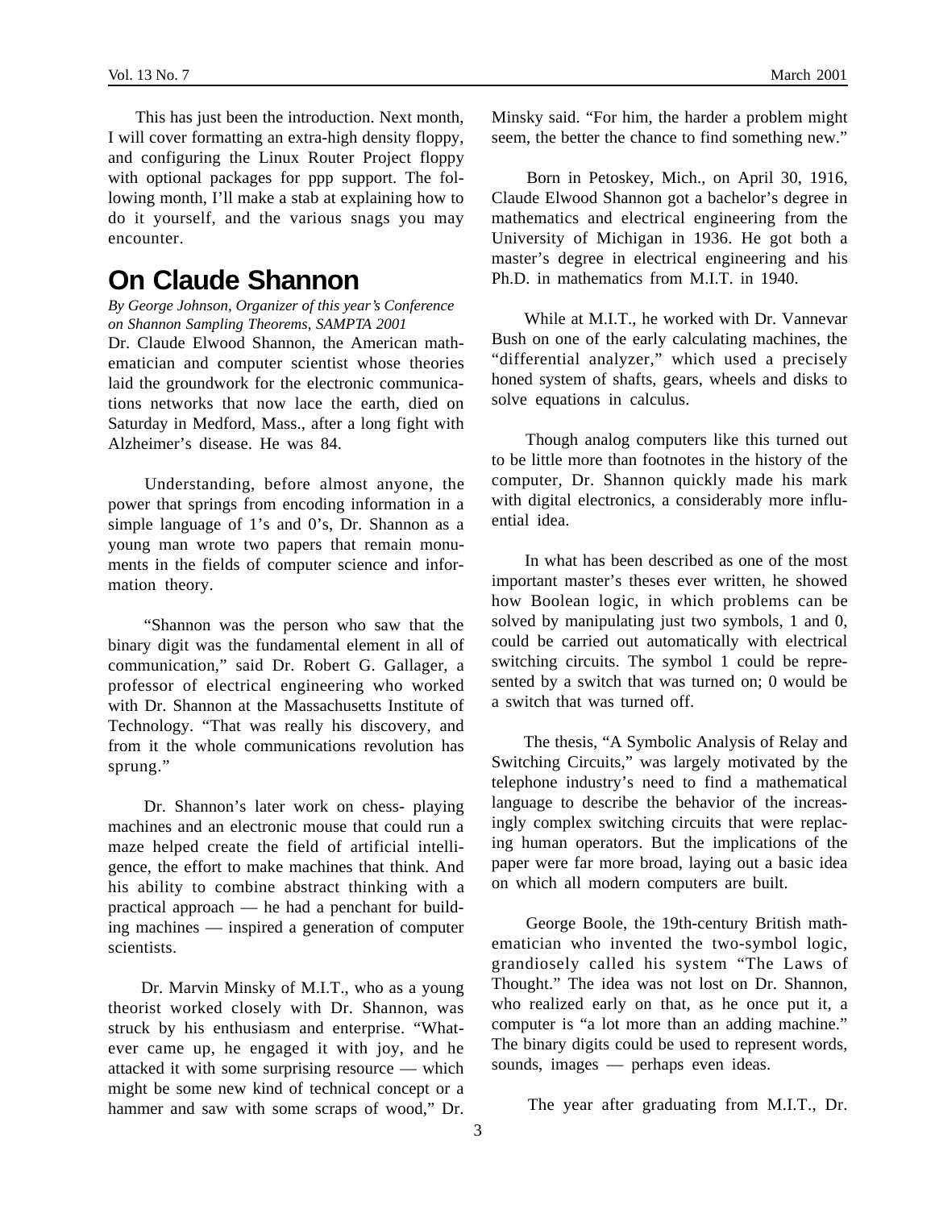This has just been the introduction. Next month, I will cover formatting an extra-high density floppy, and configuring the Linux Router Project floppy with optional packages for ppp support. The following month, I'll make a stab at explaining how to do it yourself, and the various snags you may encounter.

## On Claude Shannon

*By George Johnson, Organizer of this year's Conference on Shannon Sampling Theorems, SAMPTA 2001*

Dr. Claude Elwood Shannon, the American mathematician and computer scientist whose theories laid the groundwork for the electronic communications networks that now lace the earth, died on Saturday in Medford, Mass., after a long fight with Alzheimer's disease. He was 84.

Understanding, before almost anyone, the power that springs from encoding information in a simple language of 1's and 0's, Dr. Shannon as a young man wrote two papers that remain monuments in the fields of computer science and information theory.

"Shannon was the person who saw that the binary digit was the fundamental element in all of communication," said Dr. Robert G. Gallager, a professor of electrical engineering who worked with Dr. Shannon at the Massachusetts Institute of Technology. "That was really his discovery, and from it the whole communications revolution has sprung."

Dr. Shannon's later work on chess- playing machines and an electronic mouse that could run a maze helped create the field of artificial intelligence, the effort to make machines that think. And his ability to combine abstract thinking with a practical approach — he had a penchant for building machines — inspired a generation of computer scientists.

Dr. Marvin Minsky of M.I.T., who as a young theorist worked closely with Dr. Shannon, was struck by his enthusiasm and enterprise. "Whatever came up, he engaged it with joy, and he attacked it with some surprising resource — which might be some new kind of technical concept or a hammer and saw with some scraps of wood," Dr. Minsky said. "For him, the harder a problem might seem, the better the chance to find something new."

Born in Petoskey, Mich., on April 30, 1916, Claude Elwood Shannon got a bachelor's degree in mathematics and electrical engineering from the University of Michigan in 1936. He got both a master's degree in electrical engineering and his Ph.D. in mathematics from M.I.T. in 1940.

While at M.I.T., he worked with Dr. Vannevar Bush on one of the early calculating machines, the "differential analyzer," which used a precisely honed system of shafts, gears, wheels and disks to solve equations in calculus.

Though analog computers like this turned out to be little more than footnotes in the history of the computer, Dr. Shannon quickly made his mark with digital electronics, a considerably more influential idea.

In what has been described as one of the most important master's theses ever written, he showed how Boolean logic, in which problems can be solved by manipulating just two symbols, 1 and 0, could be carried out automatically with electrical switching circuits. The symbol 1 could be represented by a switch that was turned on; 0 would be a switch that was turned off.

The thesis, "A Symbolic Analysis of Relay and Switching Circuits," was largely motivated by the telephone industry's need to find a mathematical language to describe the behavior of the increasingly complex switching circuits that were replacing human operators. But the implications of the paper were far more broad, laying out a basic idea on which all modern computers are built.

George Boole, the 19th-century British mathematician who invented the two-symbol logic, grandiosely called his system "The Laws of Thought." The idea was not lost on Dr. Shannon, who realized early on that, as he once put it, a computer is "a lot more than an adding machine." The binary digits could be used to represent words, sounds, images — perhaps even ideas.

The year after graduating from M.I.T., Dr.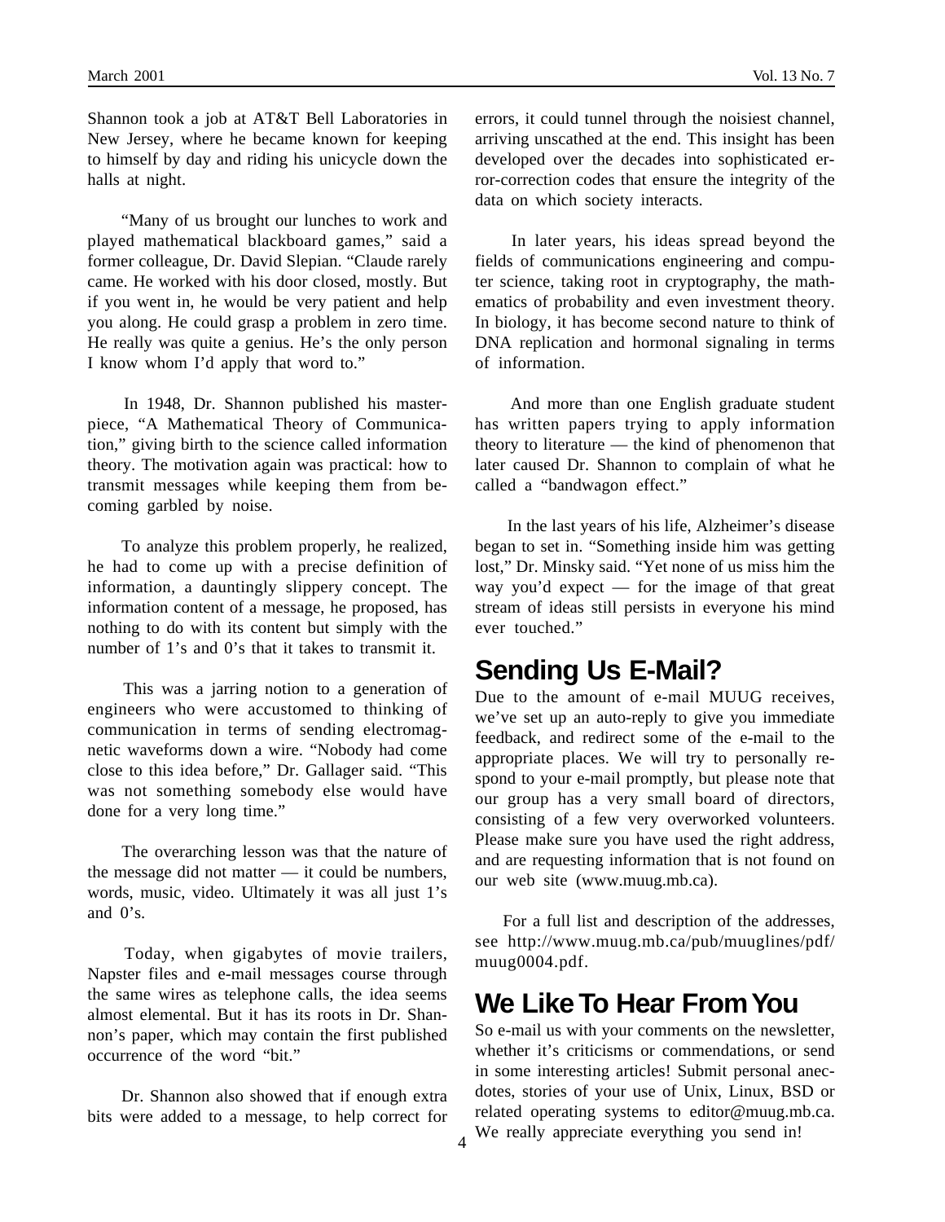Shannon took a job at AT&T Bell Laboratories in New Jersey, where he became known for keeping to himself by day and riding his unicycle down the halls at night.

"Many of us brought our lunches to work and played mathematical blackboard games," said a former colleague, Dr. David Slepian. "Claude rarely came. He worked with his door closed, mostly. But if you went in, he would be very patient and help you along. He could grasp a problem in zero time. He really was quite a genius. He's the only person I know whom I'd apply that word to."

In 1948, Dr. Shannon published his masterpiece, "A Mathematical Theory of Communication," giving birth to the science called information theory. The motivation again was practical: how to transmit messages while keeping them from becoming garbled by noise.

To analyze this problem properly, he realized, he had to come up with a precise definition of information, a dauntingly slippery concept. The information content of a message, he proposed, has nothing to do with its content but simply with the number of 1's and 0's that it takes to transmit it.

This was a jarring notion to a generation of engineers who were accustomed to thinking of communication in terms of sending electromagnetic waveforms down a wire. "Nobody had come close to this idea before," Dr. Gallager said. "This was not something somebody else would have done for a very long time."

The overarching lesson was that the nature of the message did not matter — it could be numbers, words, music, video. Ultimately it was all just 1's and 0's.

Today, when gigabytes of movie trailers, Napster files and e-mail messages course through the same wires as telephone calls, the idea seems almost elemental. But it has its roots in Dr. Shannon's paper, which may contain the first published occurrence of the word "bit."

Dr. Shannon also showed that if enough extra bits were added to a message, to help correct for errors, it could tunnel through the noisiest channel, arriving unscathed at the end. This insight has been developed over the decades into sophisticated error-correction codes that ensure the integrity of the data on which society interacts.

In later years, his ideas spread beyond the fields of communications engineering and computer science, taking root in cryptography, the mathematics of probability and even investment theory. In biology, it has become second nature to think of DNA replication and hormonal signaling in terms of information.

And more than one English graduate student has written papers trying to apply information theory to literature — the kind of phenomenon that later caused Dr. Shannon to complain of what he called a "bandwagon effect."

In the last years of his life, Alzheimer's disease began to set in. "Something inside him was getting lost," Dr. Minsky said. "Yet none of us miss him the way you'd expect — for the image of that great stream of ideas still persists in everyone his mind ever touched."

## Sending Us E-Mail?

Due to the amount of e-mail MUUG receives, we've set up an auto-reply to give you immediate feedback, and redirect some of the e-mail to the appropriate places. We will try to personally respond to your e-mail promptly, but please note that our group has a very small board of directors, consisting of a few very overworked volunteers. Please make sure you have used the right address, and are requesting information that is not found on our web site (www.muug.mb.ca).

For a full list and description of the addresses, see http://www.muug.mb.ca/pub/muuglines/pdf/muug0004.pdf.

## We Like To Hear From You

So e-mail us with your comments on the newsletter, whether it's criticisms or commendations, or send in some interesting articles! Submit personal anecdotes, stories of your use of Unix, Linux, BSD or related operating systems to editor@muug.mb.ca. We really appreciate everything you send in!